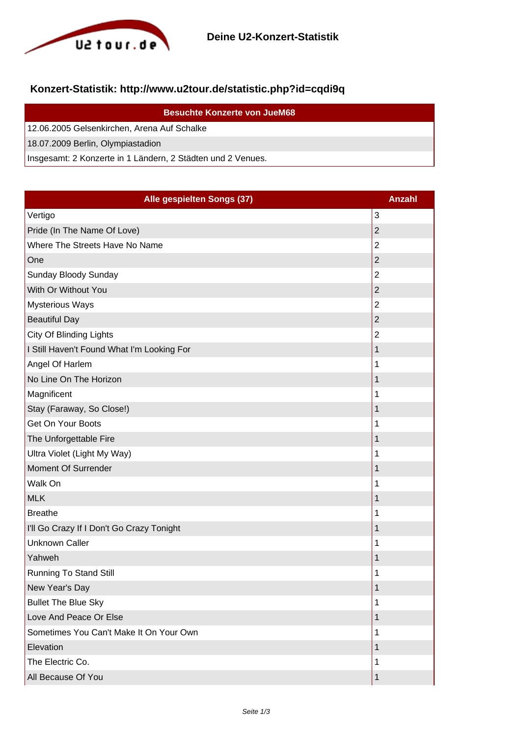## Deine U2-Konzert-Statistik

### Konzert-Statistik: http://www.u2tour.de/statistic.php?id=cqdi9q

| Besuchte Konzerte von JueM68 |
|---|
| 12.06.2005 Gelsenkirchen, Arena Auf Schalke |
| 18.07.2009 Berlin, Olympiastadion |
| Insgesamt: 2 Konzerte in 1 Ländern, 2 Städten und 2 Venues. |

| Alle gespielten Songs (37) | Anzahl |
|---|---|
| Vertigo | 3 |
| Pride (In The Name Of Love) | 2 |
| Where The Streets Have No Name | 2 |
| One | 2 |
| Sunday Bloody Sunday | 2 |
| With Or Without You | 2 |
| Mysterious Ways | 2 |
| Beautiful Day | 2 |
| City Of Blinding Lights | 2 |
| I Still Haven't Found What I'm Looking For | 1 |
| Angel Of Harlem | 1 |
| No Line On The Horizon | 1 |
| Magnificent | 1 |
| Stay (Faraway, So Close!) | 1 |
| Get On Your Boots | 1 |
| The Unforgettable Fire | 1 |
| Ultra Violet (Light My Way) | 1 |
| Moment Of Surrender | 1 |
| Walk On | 1 |
| MLK | 1 |
| Breathe | 1 |
| I'll Go Crazy If I Don't Go Crazy Tonight | 1 |
| Unknown Caller | 1 |
| Yahweh | 1 |
| Running To Stand Still | 1 |
| New Year's Day | 1 |
| Bullet The Blue Sky | 1 |
| Love And Peace Or Else | 1 |
| Sometimes You Can't Make It On Your Own | 1 |
| Elevation | 1 |
| The Electric Co. | 1 |
| All Because Of You | 1 |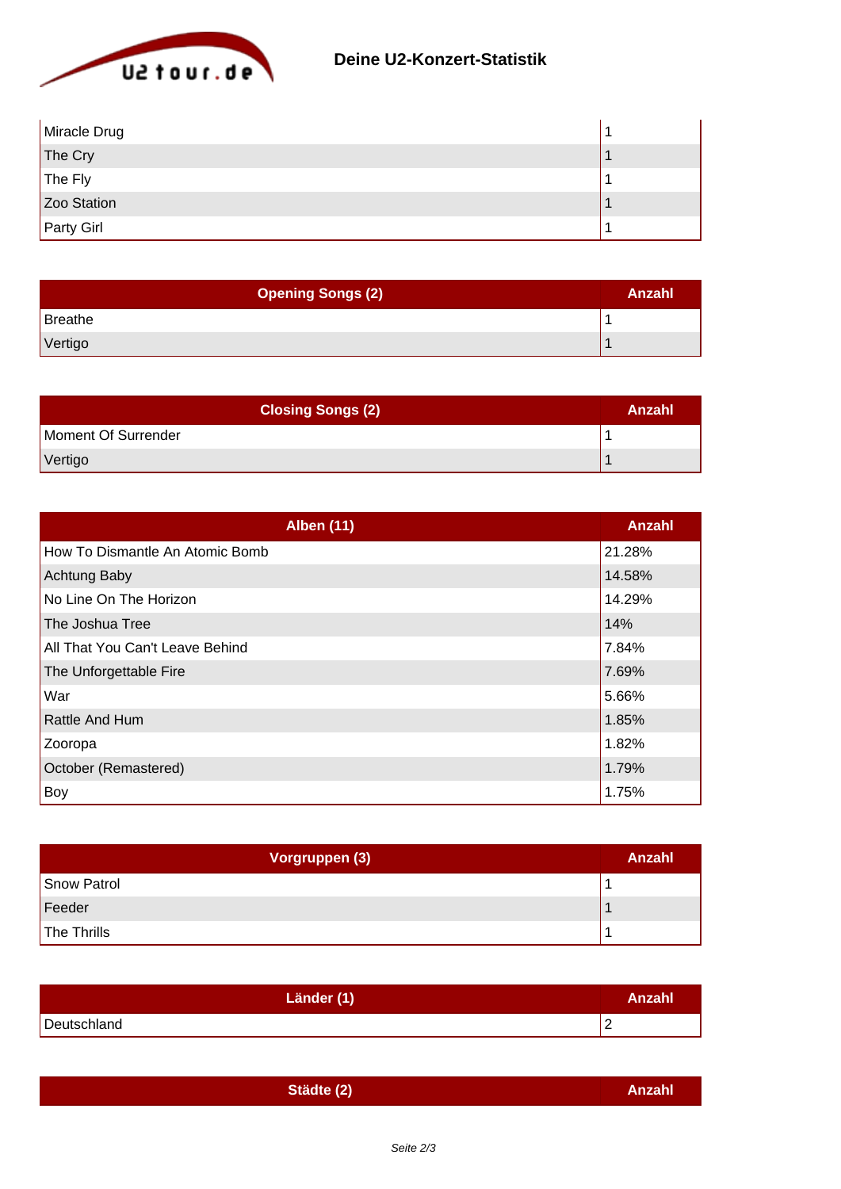| | |
|---|---|
| Miracle Drug | 1 |
| The Cry | 1 |
| The Fly | 1 |
| Zoo Station | 1 |
| Party Girl | 1 |

| Opening Songs (2) | Anzahl |
|---|---|
| Breathe | 1 |
| Vertigo | 1 |

| Closing Songs (2) | Anzahl |
|---|---|
| Moment Of Surrender | 1 |
| Vertigo | 1 |

| Alben (11) | Anzahl |
|---|---|
| How To Dismantle An Atomic Bomb | 21.28% |
| Achtung Baby | 14.58% |
| No Line On The Horizon | 14.29% |
| The Joshua Tree | 14% |
| All That You Can't Leave Behind | 7.84% |
| The Unforgettable Fire | 7.69% |
| War | 5.66% |
| Rattle And Hum | 1.85% |
| Zooropa | 1.82% |
| October (Remastered) | 1.79% |
| Boy | 1.75% |

| Vorgruppen (3) | Anzahl |
|---|---|
| Snow Patrol | 1 |
| Feeder | 1 |
| The Thrills | 1 |

| Länder (1) | Anzahl |
|---|---|
| Deutschland | 2 |

| Städte (2) | Anzahl |
|---|---|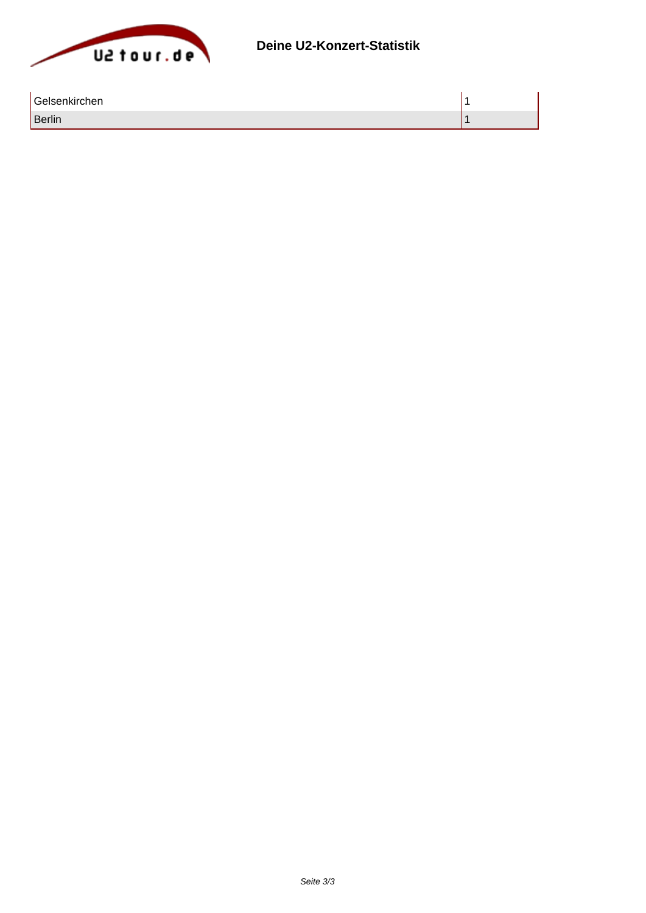# Deine U2-Konzert-Statistik

| | |
|---|---|
| Gelsenkirchen | 1 |
| Berlin | 1 |